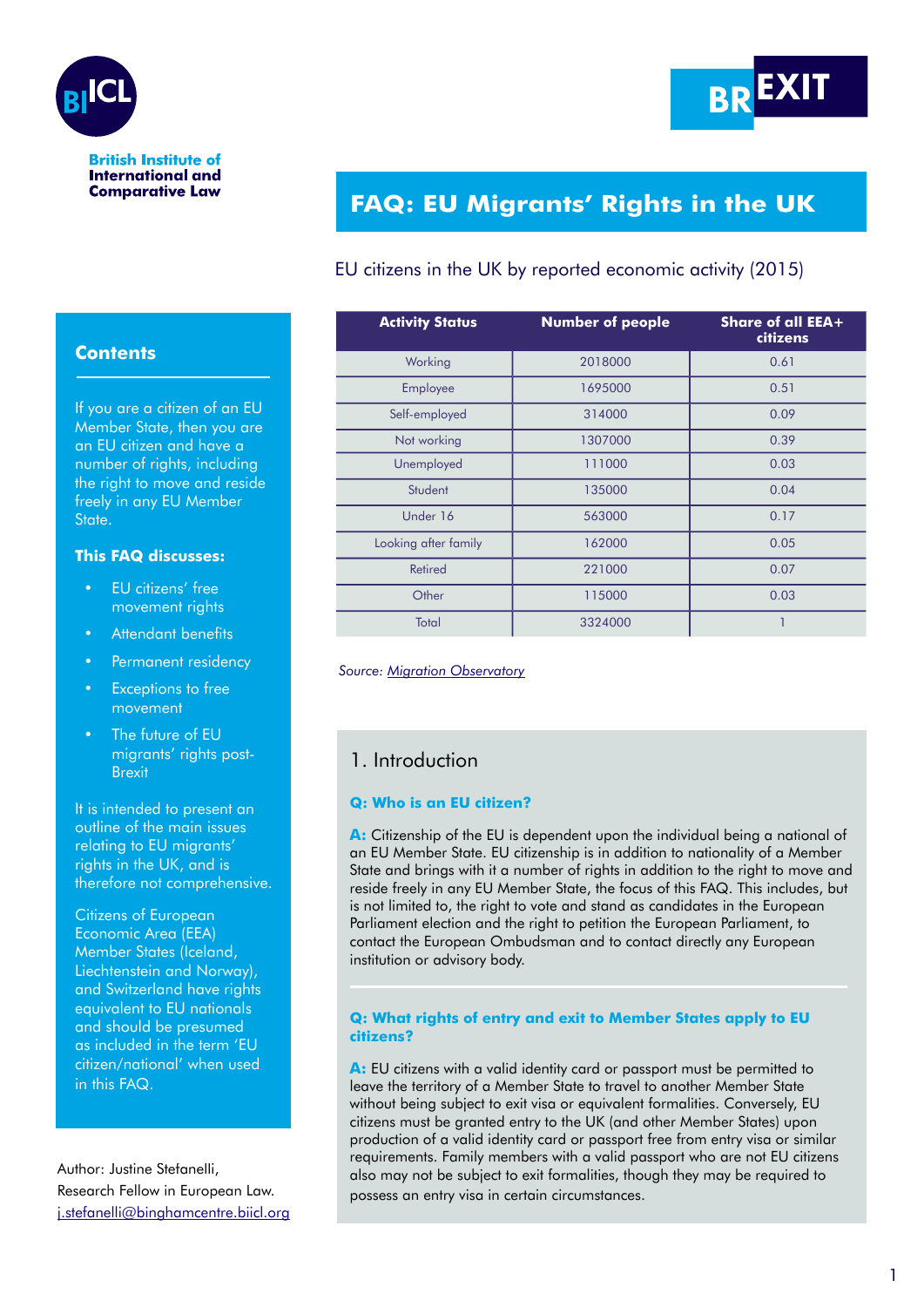British Institute of International and Comparative Law

# FAQ: EU Migrants' Rights in the UK

EU citizens in the UK by reported economic activity (2015)

| Activity Status | Number of people | Share of all EEA+ citizens |
|---|---|---|
| Working | 2018000 | 0.61 |
| Employee | 1695000 | 0.51 |
| Self-employed | 314000 | 0.09 |
| Not working | 1307000 | 0.39 |
| Unemployed | 111000 | 0.03 |
| Student | 135000 | 0.04 |
| Under 16 | 563000 | 0.17 |
| Looking after family | 162000 | 0.05 |
| Retired | 221000 | 0.07 |
| Other | 115000 | 0.03 |
| Total | 3324000 | 1 |

*Source: Migration Observatory*

## Contents

If you are a citizen of an EU Member State, then you are an EU citizen and have a number of rights, including the right to move and reside freely in any EU Member State.

**This FAQ discusses:**

- EU citizens' free movement rights
- Attendant benefits
- Permanent residency
- Exceptions to free movement
- The future of EU migrants' rights post-Brexit

It is intended to present an outline of the main issues relating to EU migrants' rights in the UK, and is therefore not comprehensive.

Citizens of European Economic Area (EEA) Member States (Iceland, Liechtenstein and Norway), and Switzerland have rights equivalent to EU nationals and should be presumed as included in the term 'EU citizen/national' when used in this FAQ.

Author: Justine Stefanelli, Research Fellow in European Law. j.stefanelli@binghamcentre.biicl.org

## 1. Introduction

### Q: Who is an EU citizen?

**A:** Citizenship of the EU is dependent upon the individual being a national of an EU Member State. EU citizenship is in addition to nationality of a Member State and brings with it a number of rights in addition to the right to move and reside freely in any EU Member State, the focus of this FAQ. This includes, but is not limited to, the right to vote and stand as candidates in the European Parliament election and the right to petition the European Parliament, to contact the European Ombudsman and to contact directly any European institution or advisory body.

### Q: What rights of entry and exit to Member States apply to EU citizens?

**A:** EU citizens with a valid identity card or passport must be permitted to leave the territory of a Member State to travel to another Member State without being subject to exit visa or equivalent formalities. Conversely, EU citizens must be granted entry to the UK (and other Member States) upon production of a valid identity card or passport free from entry visa or similar requirements. Family members with a valid passport who are not EU citizens also may not be subject to exit formalities, though they may be required to possess an entry visa in certain circumstances.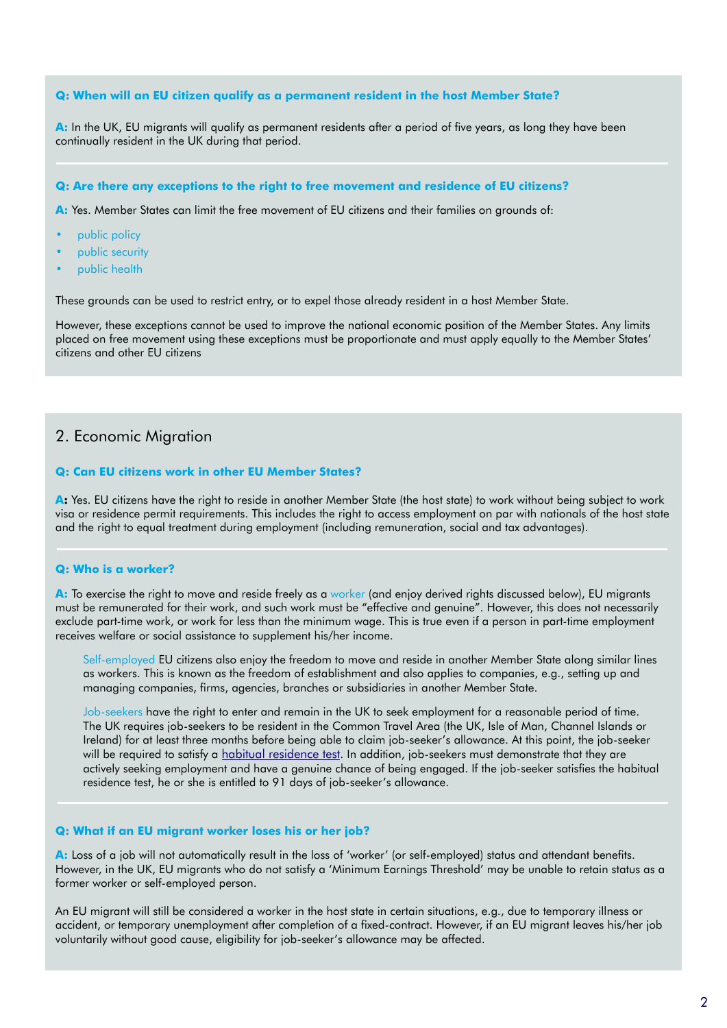**Q: When will an EU citizen qualify as a permanent resident in the host Member State?**

**A:** In the UK, EU migrants will qualify as permanent residents after a period of five years, as long they have been continually resident in the UK during that period.

**Q: Are there any exceptions to the right to free movement and residence of EU citizens?**

**A:** Yes. Member States can limit the free movement of EU citizens and their families on grounds of:

- public policy
- public security
- public health

These grounds can be used to restrict entry, or to expel those already resident in a host Member State.

However, these exceptions cannot be used to improve the national economic position of the Member States. Any limits placed on free movement using these exceptions must be proportionate and must apply equally to the Member States' citizens and other EU citizens

## 2. Economic Migration

**Q: Can EU citizens work in other EU Member States?**

**A:** Yes. EU citizens have the right to reside in another Member State (the host state) to work without being subject to work visa or residence permit requirements. This includes the right to access employment on par with nationals of the host state and the right to equal treatment during employment (including remuneration, social and tax advantages).

**Q: Who is a worker?**

**A:** To exercise the right to move and reside freely as a worker (and enjoy derived rights discussed below), EU migrants must be remunerated for their work, and such work must be "effective and genuine". However, this does not necessarily exclude part-time work, or work for less than the minimum wage. This is true even if a person in part-time employment receives welfare or social assistance to supplement his/her income.

Self-employed EU citizens also enjoy the freedom to move and reside in another Member State along similar lines as workers. This is known as the freedom of establishment and also applies to companies, e.g., setting up and managing companies, firms, agencies, branches or subsidiaries in another Member State.

Job-seekers have the right to enter and remain in the UK to seek employment for a reasonable period of time. The UK requires job-seekers to be resident in the Common Travel Area (the UK, Isle of Man, Channel Islands or Ireland) for at least three months before being able to claim job-seeker's allowance. At this point, the job-seeker will be required to satisfy a habitual residence test. In addition, job-seekers must demonstrate that they are actively seeking employment and have a genuine chance of being engaged. If the job-seeker satisfies the habitual residence test, he or she is entitled to 91 days of job-seeker's allowance.

**Q: What if an EU migrant worker loses his or her job?**

**A:** Loss of a job will not automatically result in the loss of 'worker' (or self-employed) status and attendant benefits. However, in the UK, EU migrants who do not satisfy a 'Minimum Earnings Threshold' may be unable to retain status as a former worker or self-employed person.

An EU migrant will still be considered a worker in the host state in certain situations, e.g., due to temporary illness or accident, or temporary unemployment after completion of a fixed-contract. However, if an EU migrant leaves his/her job voluntarily without good cause, eligibility for job-seeker's allowance may be affected.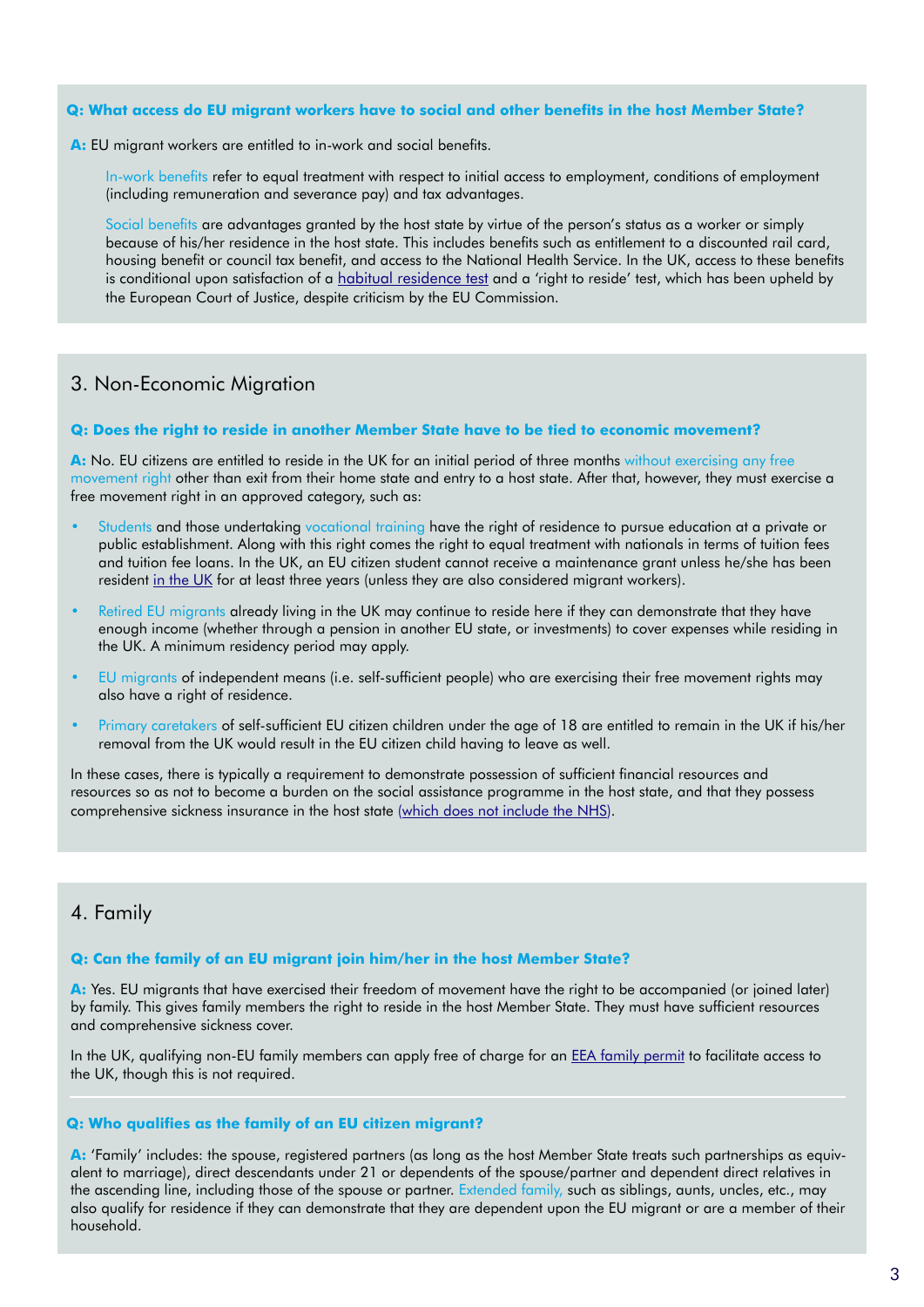**Q: What access do EU migrant workers have to social and other benefits in the host Member State?**

**A:** EU migrant workers are entitled to in-work and social benefits.

In-work benefits refer to equal treatment with respect to initial access to employment, conditions of employment (including remuneration and severance pay) and tax advantages.

Social benefits are advantages granted by the host state by virtue of the person's status as a worker or simply because of his/her residence in the host state. This includes benefits such as entitlement to a discounted rail card, housing benefit or council tax benefit, and access to the National Health Service. In the UK, access to these benefits is conditional upon satisfaction of a habitual residence test and a 'right to reside' test, which has been upheld by the European Court of Justice, despite criticism by the EU Commission.

## 3. Non-Economic Migration

**Q: Does the right to reside in another Member State have to be tied to economic movement?**

**A:** No. EU citizens are entitled to reside in the UK for an initial period of three months without exercising any free movement right other than exit from their home state and entry to a host state. After that, however, they must exercise a free movement right in an approved category, such as:

- Students and those undertaking vocational training have the right of residence to pursue education at a private or public establishment. Along with this right comes the right to equal treatment with nationals in terms of tuition fees and tuition fee loans. In the UK, an EU citizen student cannot receive a maintenance grant unless he/she has been resident in the UK for at least three years (unless they are also considered migrant workers).
- Retired EU migrants already living in the UK may continue to reside here if they can demonstrate that they have enough income (whether through a pension in another EU state, or investments) to cover expenses while residing in the UK. A minimum residency period may apply.
- EU migrants of independent means (i.e. self-sufficient people) who are exercising their free movement rights may also have a right of residence.
- Primary caretakers of self-sufficient EU citizen children under the age of 18 are entitled to remain in the UK if his/her removal from the UK would result in the EU citizen child having to leave as well.

In these cases, there is typically a requirement to demonstrate possession of sufficient financial resources and resources so as not to become a burden on the social assistance programme in the host state, and that they possess comprehensive sickness insurance in the host state (which does not include the NHS).

## 4. Family

**Q: Can the family of an EU migrant join him/her in the host Member State?**

**A:** Yes. EU migrants that have exercised their freedom of movement have the right to be accompanied (or joined later) by family. This gives family members the right to reside in the host Member State. They must have sufficient resources and comprehensive sickness cover.

In the UK, qualifying non-EU family members can apply free of charge for an EEA family permit to facilitate access to the UK, though this is not required.

**Q: Who qualifies as the family of an EU citizen migrant?**

**A:** 'Family' includes: the spouse, registered partners (as long as the host Member State treats such partnerships as equivalent to marriage), direct descendants under 21 or dependents of the spouse/partner and dependent direct relatives in the ascending line, including those of the spouse or partner. Extended family, such as siblings, aunts, uncles, etc., may also qualify for residence if they can demonstrate that they are dependent upon the EU migrant or are a member of their household.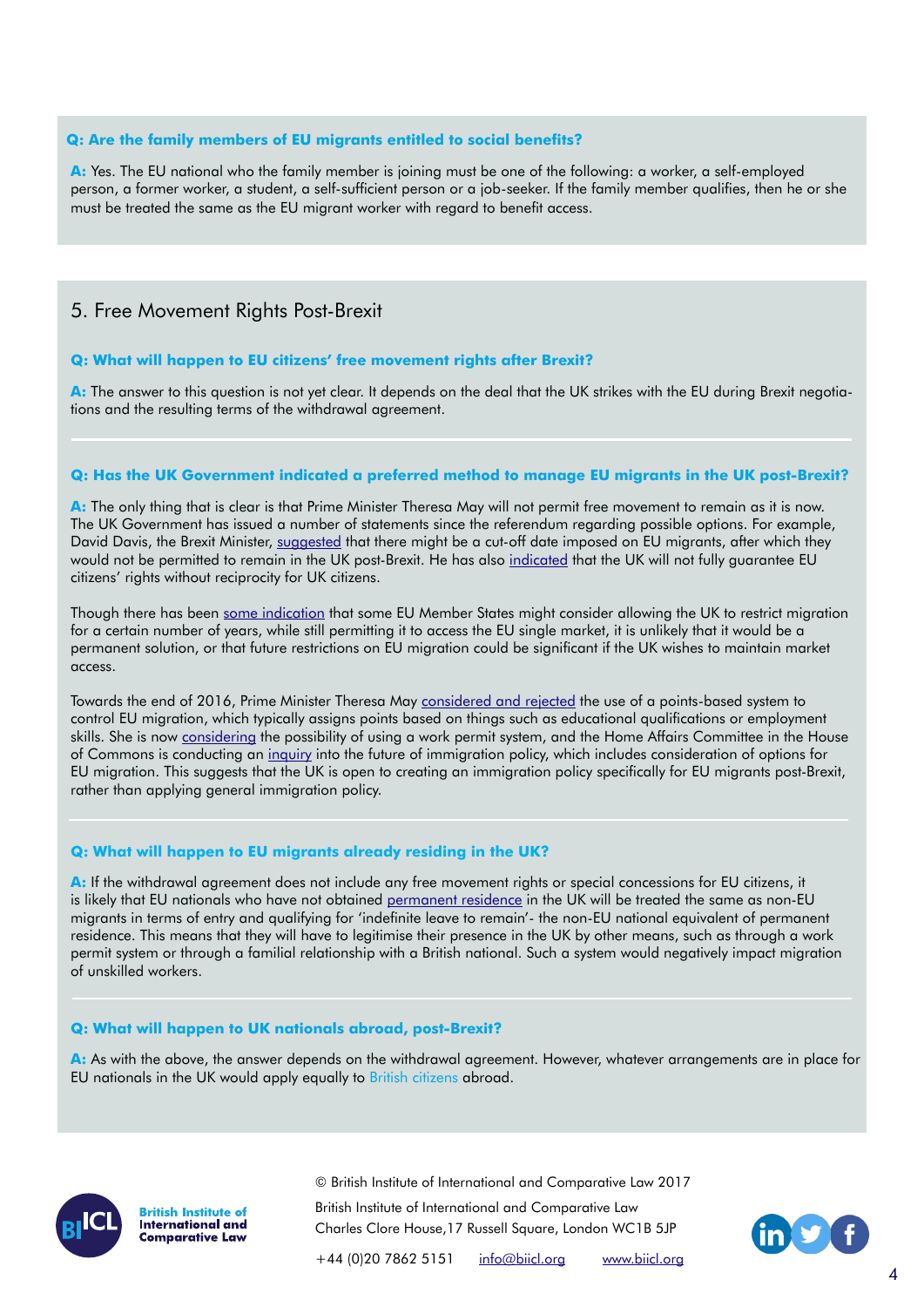**Q: Are the family members of EU migrants entitled to social benefits?**

**A:** Yes. The EU national who the family member is joining must be one of the following: a worker, a self-employed person, a former worker, a student, a self-sufficient person or a job-seeker. If the family member qualifies, then he or she must be treated the same as the EU migrant worker with regard to benefit access.

## 5. Free Movement Rights Post-Brexit

**Q: What will happen to EU citizens' free movement rights after Brexit?**

**A:** The answer to this question is not yet clear. It depends on the deal that the UK strikes with the EU during Brexit negotiations and the resulting terms of the withdrawal agreement.

**Q: Has the UK Government indicated a preferred method to manage EU migrants in the UK post-Brexit?**

**A:** The only thing that is clear is that Prime Minister Theresa May will not permit free movement to remain as it is now. The UK Government has issued a number of statements since the referendum regarding possible options. For example, David Davis, the Brexit Minister, suggested that there might be a cut-off date imposed on EU migrants, after which they would not be permitted to remain in the UK post-Brexit. He has also indicated that the UK will not fully guarantee EU citizens' rights without reciprocity for UK citizens.

Though there has been some indication that some EU Member States might consider allowing the UK to restrict migration for a certain number of years, while still permitting it to access the EU single market, it is unlikely that it would be a permanent solution, or that future restrictions on EU migration could be significant if the UK wishes to maintain market access.

Towards the end of 2016, Prime Minister Theresa May considered and rejected the use of a points-based system to control EU migration, which typically assigns points based on things such as educational qualifications or employment skills. She is now considering the possibility of using a work permit system, and the Home Affairs Committee in the House of Commons is conducting an inquiry into the future of immigration policy, which includes consideration of options for EU migration. This suggests that the UK is open to creating an immigration policy specifically for EU migrants post-Brexit, rather than applying general immigration policy.

**Q: What will happen to EU migrants already residing in the UK?**

**A:** If the withdrawal agreement does not include any free movement rights or special concessions for EU citizens, it is likely that EU nationals who have not obtained permanent residence in the UK will be treated the same as non-EU migrants in terms of entry and qualifying for 'indefinite leave to remain'- the non-EU national equivalent of permanent residence. This means that they will have to legitimise their presence in the UK by other means, such as through a work permit system or through a familial relationship with a British national. Such a system would negatively impact migration of unskilled workers.

**Q: What will happen to UK nationals abroad, post-Brexit?**

**A:** As with the above, the answer depends on the withdrawal agreement. However, whatever arrangements are in place for EU nationals in the UK would apply equally to British citizens abroad.

British Institute of International and Comparative Law

© British Institute of International and Comparative Law 2017

British Institute of International and Comparative Law
Charles Clore House,17 Russell Square, London WC1B 5JP

+44 (0)20 7862 5151 info@biicl.org www.biicl.org